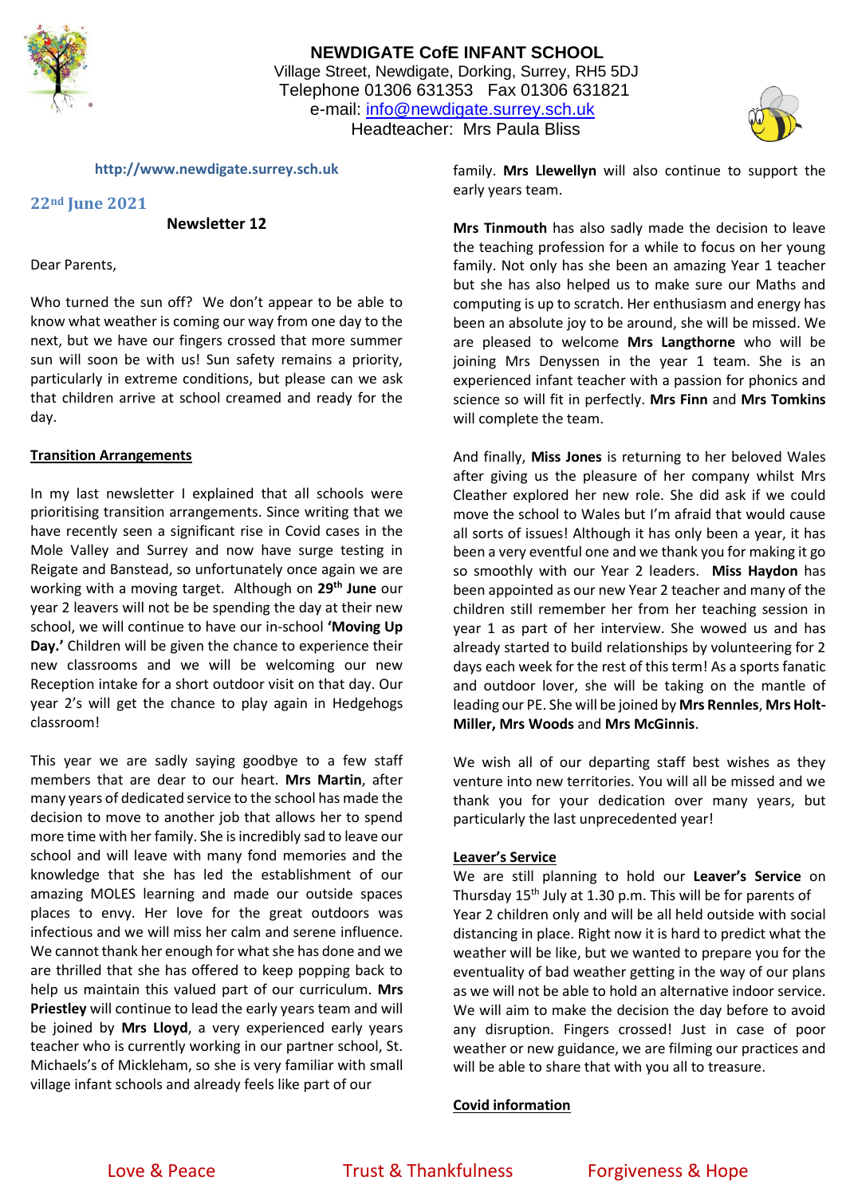# NEWDIGATE CofE INFANT SCHOOL

Village Street, Newdigate, Dorking, Surrey, RH5 5DJ
Telephone 01306 631353 Fax 01306 631821
e-mail: info@newdigate.surrey.sch.uk
Headteacher: Mrs Paula Bliss

http://www.newdigate.surrey.sch.uk

**22nd June 2021**

**Newsletter 12**

Dear Parents,

Who turned the sun off? We don't appear to be able to know what weather is coming our way from one day to the next, but we have our fingers crossed that more summer sun will soon be with us! Sun safety remains a priority, particularly in extreme conditions, but please can we ask that children arrive at school creamed and ready for the day.

## Transition Arrangements

In my last newsletter I explained that all schools were prioritising transition arrangements. Since writing that we have recently seen a significant rise in Covid cases in the Mole Valley and Surrey and now have surge testing in Reigate and Banstead, so unfortunately once again we are working with a moving target. Although on **29th June** our year 2 leavers will not be spending the day at their new school, we will continue to have our in-school **'Moving Up Day.'** Children will be given the chance to experience their new classrooms and we will be welcoming our new Reception intake for a short outdoor visit on that day. Our year 2's will get the chance to play again in Hedgehogs classroom!

This year we are sadly saying goodbye to a few staff members that are dear to our heart. **Mrs Martin**, after many years of dedicated service to the school has made the decision to move to another job that allows her to spend more time with her family. She is incredibly sad to leave our school and will leave with many fond memories and the knowledge that she has led the establishment of our amazing MOLES learning and made our outside spaces places to envy. Her love for the great outdoors was infectious and we will miss her calm and serene influence. We cannot thank her enough for what she has done and we are thrilled that she has offered to keep popping back to help us maintain this valued part of our curriculum. **Mrs Priestley** will continue to lead the early years team and will be joined by **Mrs Lloyd**, a very experienced early years teacher who is currently working in our partner school, St. Michaels's of Mickleham, so she is very familiar with small village infant schools and already feels like part of our family. **Mrs Llewellyn** will also continue to support the early years team.

**Mrs Tinmouth** has also sadly made the decision to leave the teaching profession for a while to focus on her young family. Not only has she been an amazing Year 1 teacher but she has also helped us to make sure our Maths and computing is up to scratch. Her enthusiasm and energy has been an absolute joy to be around, she will be missed. We are pleased to welcome **Mrs Langthorne** who will be joining Mrs Denyssen in the year 1 team. She is an experienced infant teacher with a passion for phonics and science so will fit in perfectly. **Mrs Finn** and **Mrs Tomkins** will complete the team.

And finally, **Miss Jones** is returning to her beloved Wales after giving us the pleasure of her company whilst Mrs Cleather explored her new role. She did ask if we could move the school to Wales but I'm afraid that would cause all sorts of issues! Although it has only been a year, it has been a very eventful one and we thank you for making it go so smoothly with our Year 2 leaders. **Miss Haydon** has been appointed as our new Year 2 teacher and many of the children still remember her from her teaching session in year 1 as part of her interview. She wowed us and has already started to build relationships by volunteering for 2 days each week for the rest of this term! As a sports fanatic and outdoor lover, she will be taking on the mantle of leading our PE. She will be joined by **Mrs Rennles**, **Mrs Holt-Miller, Mrs Woods** and **Mrs McGinnis**.

We wish all of our departing staff best wishes as they venture into new territories. You will all be missed and we thank you for your dedication over many years, but particularly the last unprecedented year!

## Leaver's Service

We are still planning to hold our **Leaver's Service** on Thursday 15th July at 1.30 p.m. This will be for parents of Year 2 children only and will be all held outside with social distancing in place. Right now it is hard to predict what the weather will be like, but we wanted to prepare you for the eventuality of bad weather getting in the way of our plans as we will not be able to hold an alternative indoor service. We will aim to make the decision the day before to avoid any disruption. Fingers crossed! Just in case of poor weather or new guidance, we are filming our practices and will be able to share that with you all to treasure.

## Covid information

Love & Peace     Trust & Thankfulness     Forgiveness & Hope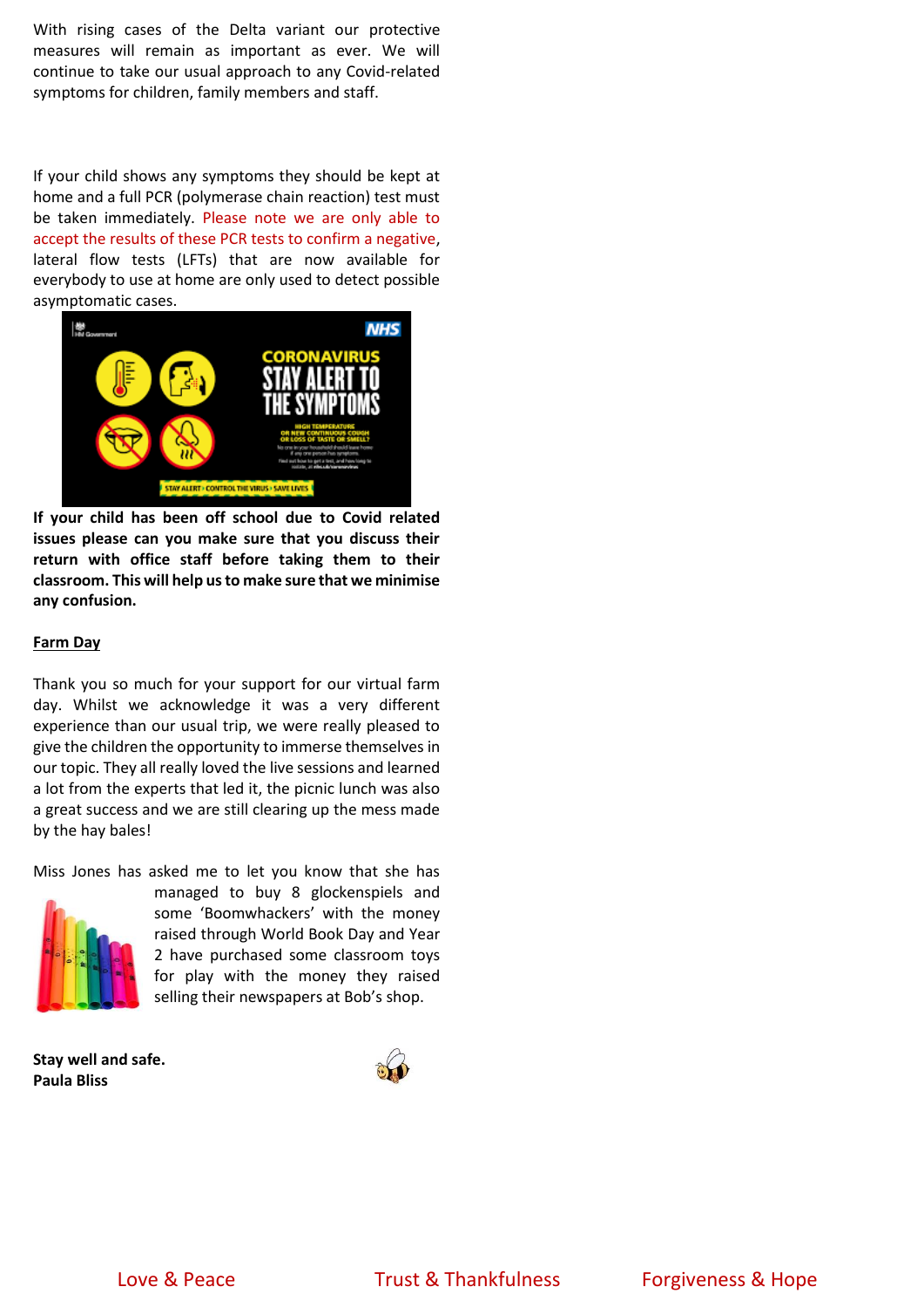With rising cases of the Delta variant our protective measures will remain as important as ever. We will continue to take our usual approach to any Covid-related symptoms for children, family members and staff.

If your child shows any symptoms they should be kept at home and a full PCR (polymerase chain reaction) test must be taken immediately. Please note we are only able to accept the results of these PCR tests to confirm a negative, lateral flow tests (LFTs) that are now available for everybody to use at home are only used to detect possible asymptomatic cases.

**If your child has been off school due to Covid related issues please can you make sure that you discuss their return with office staff before taking them to their classroom. This will help us to make sure that we minimise any confusion.**

**Farm Day**

Thank you so much for your support for our virtual farm day. Whilst we acknowledge it was a very different experience than our usual trip, we were really pleased to give the children the opportunity to immerse themselves in our topic. They all really loved the live sessions and learned a lot from the experts that led it, the picnic lunch was also a great success and we are still clearing up the mess made by the hay bales!

Miss Jones has asked me to let you know that she has managed to buy 8 glockenspiels and some 'Boomwhackers' with the money raised through World Book Day and Year 2 have purchased some classroom toys for play with the money they raised selling their newspapers at Bob's shop.

**Stay well and safe.**
**Paula Bliss**

Love & Peace Trust & Thankfulness Forgiveness & Hope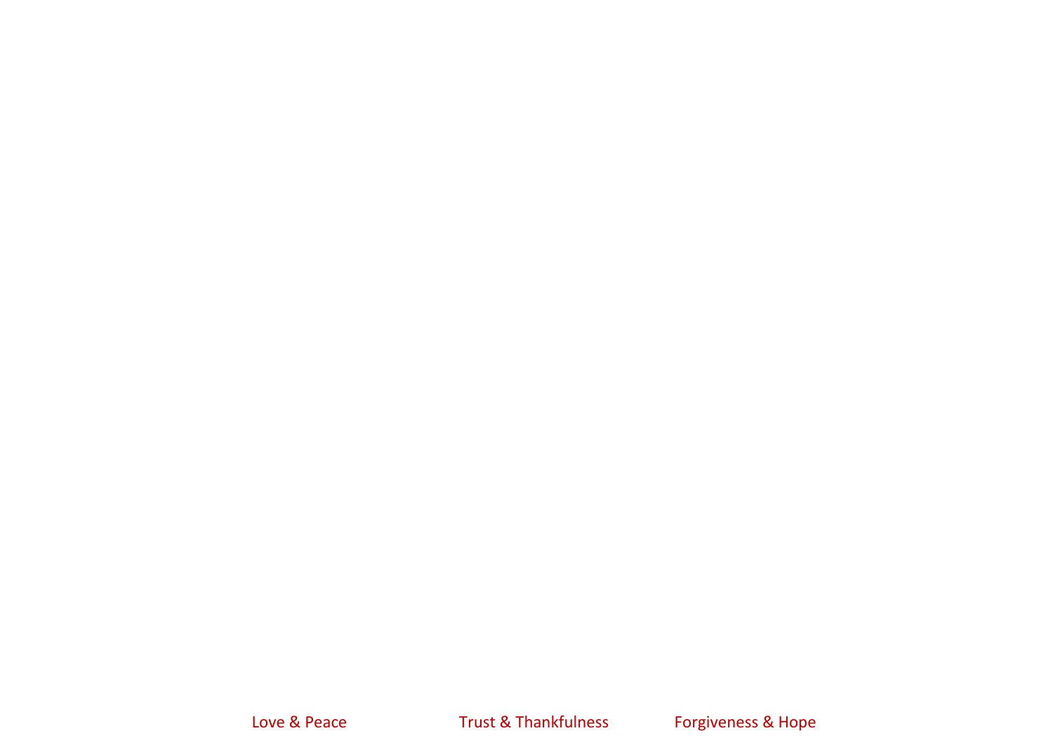Love & Peace Trust & Thankfulness Forgiveness & Hope